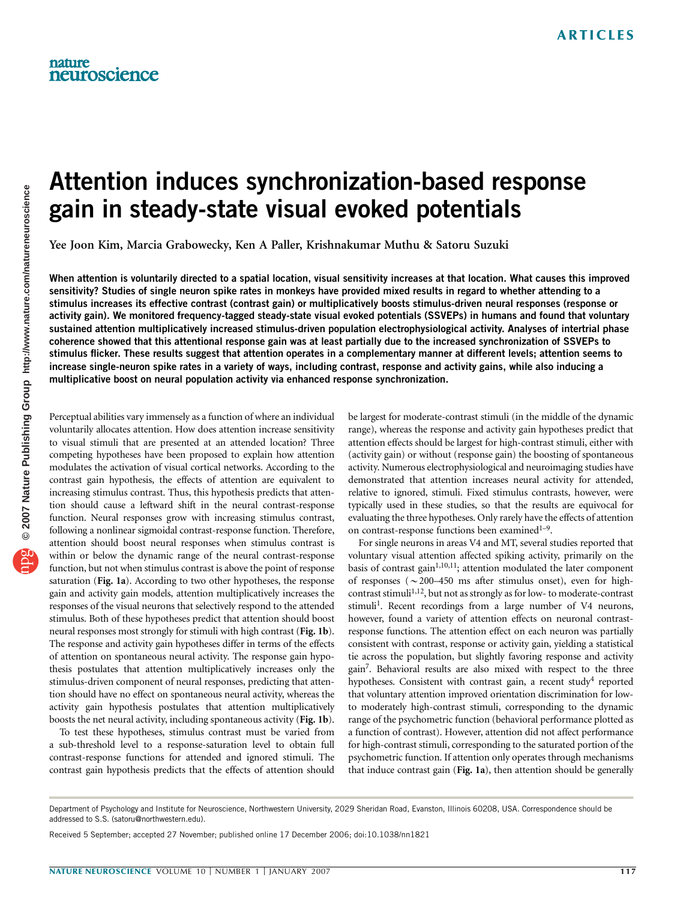# Attention induces synchronization-based response gain in steady-state visual evoked potentials

Yee Joon Kim, Marcia Grabowecky, Ken A Paller, Krishnakumar Muthu & Satoru Suzuki

**When attention is voluntarily directed to a spatial location, visual sensitivity increases at that location. What causes this improved sensitivity? Studies of single neuron spike rates in monkeys have provided mixed results in regard to whether attending to a stimulus increases its effective contrast (contrast gain) or multiplicatively boosts stimulus-driven neural responses (response or activity gain). We monitored frequency-tagged steady-state visual evoked potentials (SSVEPs) in humans and found that voluntary sustained attention multiplicatively increased stimulus-driven population electrophysiological activity. Analyses of intertrial phase coherence showed that this attentional response gain was at least partially due to the increased synchronization of SSVEPs to stimulus flicker. These results suggest that attention operates in a complementary manner at different levels; attention seems to increase single-neuron spike rates in a variety of ways, including contrast, response and activity gains, while also inducing a multiplicative boost on neural population activity via enhanced response synchronization.**

Perceptual abilities vary immensely as a function of where an individual voluntarily allocates attention. How does attention increase sensitivity to visual stimuli that are presented at an attended location? Three competing hypotheses have been proposed to explain how attention modulates the activation of visual cortical networks. According to the contrast gain hypothesis, the effects of attention are equivalent to increasing stimulus contrast. Thus, this hypothesis predicts that attention should cause a leftward shift in the neural contrast-response function. Neural responses grow with increasing stimulus contrast, following a nonlinear sigmoidal contrast-response function. Therefore, attention should boost neural responses when stimulus contrast is within or below the dynamic range of the neural contrast-response function, but not when stimulus contrast is above the point of response saturation (**Fig. 1a**). According to two other hypotheses, the response gain and activity gain models, attention multiplicatively increases the responses of the visual neurons that selectively respond to the attended stimulus. Both of these hypotheses predict that attention should boost neural responses most strongly for stimuli with high contrast (**Fig. 1b**). The response and activity gain hypotheses differ in terms of the effects of attention on spontaneous neural activity. The response gain hypothesis postulates that attention multiplicatively increases only the stimulus-driven component of neural responses, predicting that attention should have no effect on spontaneous neural activity, whereas the activity gain hypothesis postulates that attention multiplicatively boosts the net neural activity, including spontaneous activity (**Fig. 1b**).

To test these hypotheses, stimulus contrast must be varied from a sub-threshold level to a response-saturation level to obtain full contrast-response functions for attended and ignored stimuli. The contrast gain hypothesis predicts that the effects of attention should be largest for moderate-contrast stimuli (in the middle of the dynamic range), whereas the response and activity gain hypotheses predict that attention effects should be largest for high-contrast stimuli, either with (activity gain) or without (response gain) the boosting of spontaneous activity. Numerous electrophysiological and neuroimaging studies have demonstrated that attention increases neural activity for attended, relative to ignored, stimuli. Fixed stimulus contrasts, however, were typically used in these studies, so that the results are equivocal for evaluating the three hypotheses. Only rarely have the effects of attention on contrast-response functions been examined[1–9].

For single neurons in areas V4 and MT, several studies reported that voluntary visual attention affected spiking activity, primarily on the basis of contrast gain[1,10,11]; attention modulated the later component of responses (~200–450 ms after stimulus onset), even for high-contrast stimuli[1,12], but not as strongly as for low- to moderate-contrast stimuli[1]. Recent recordings from a large number of V4 neurons, however, found a variety of attention effects on neuronal contrast-response functions. The attention effect on each neuron was partially consistent with contrast, response or activity gain, yielding a statistical tie across the population, but slightly favoring response and activity gain[7]. Behavioral results are also mixed with respect to the three hypotheses. Consistent with contrast gain, a recent study[4] reported that voluntary attention improved orientation discrimination for low- to moderately high-contrast stimuli, corresponding to the dynamic range of the psychometric function (behavioral performance plotted as a function of contrast). However, attention did not affect performance for high-contrast stimuli, corresponding to the saturated portion of the psychometric function. If attention only operates through mechanisms that induce contrast gain (**Fig. 1a**), then attention should be generally

Department of Psychology and Institute for Neuroscience, Northwestern University, 2029 Sheridan Road, Evanston, Illinois 60208, USA. Correspondence should be addressed to S.S. (satoru@northwestern.edu).

Received 5 September; accepted 27 November; published online 17 December 2006; doi:10.1038/nn1821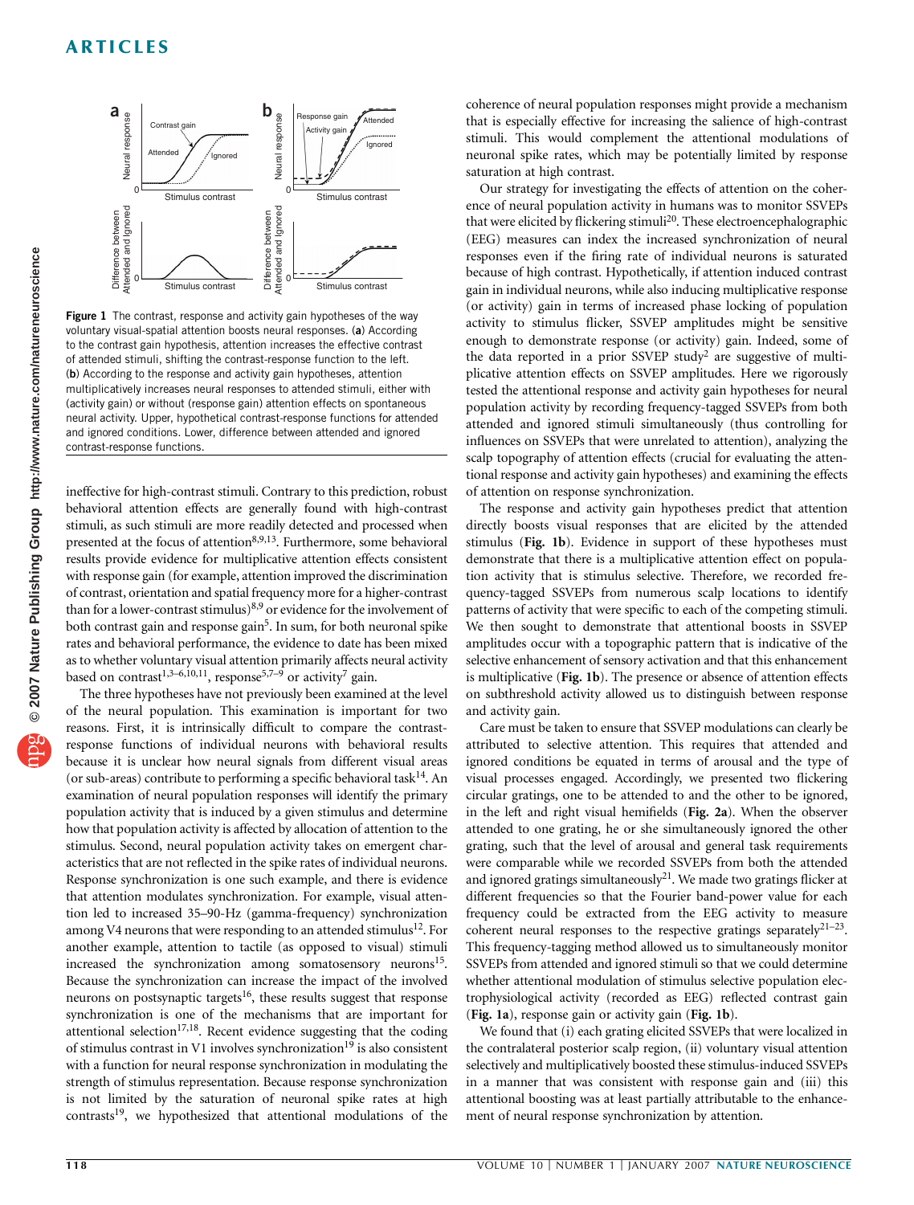**Figure 1** The contrast, response and activity gain hypotheses of the way voluntary visual-spatial attention boosts neural responses. (**a**) According to the contrast gain hypothesis, attention increases the effective contrast of attended stimuli, shifting the contrast-response function to the left. (**b**) According to the response and activity gain hypotheses, attention multiplicatively increases neural responses to attended stimuli, either with (activity gain) or without (response gain) attention effects on spontaneous neural activity. Upper, hypothetical contrast-response functions for attended and ignored conditions. Lower, difference between attended and ignored contrast-response functions.

ineffective for high-contrast stimuli. Contrary to this prediction, robust behavioral attention effects are generally found with high-contrast stimuli, as such stimuli are more readily detected and processed when presented at the focus of attention[8,9,13]. Furthermore, some behavioral results provide evidence for multiplicative attention effects consistent with response gain (for example, attention improved the discrimination of contrast, orientation and spatial frequency more for a higher-contrast than for a lower-contrast stimulus)[8,9] or evidence for the involvement of both contrast gain and response gain[5]. In sum, for both neuronal spike rates and behavioral performance, the evidence to date has been mixed as to whether voluntary visual attention primarily affects neural activity based on contrast[1,3–6,10,11], response[5,7–9] or activity[7] gain.

The three hypotheses have not previously been examined at the level of the neural population. This examination is important for two reasons. First, it is intrinsically difficult to compare the contrast-response functions of individual neurons with behavioral results because it is unclear how neural signals from different visual areas (or sub-areas) contribute to performing a specific behavioral task[14]. An examination of neural population responses will identify the primary population activity that is induced by a given stimulus and determine how that population activity is affected by allocation of attention to the stimulus. Second, neural population activity takes on emergent characteristics that are not reflected in the spike rates of individual neurons. Response synchronization is one such example, and there is evidence that attention modulates synchronization. For example, visual attention led to increased 35–90-Hz (gamma-frequency) synchronization among V4 neurons that were responding to an attended stimulus[12]. For another example, attention to tactile (as opposed to visual) stimuli increased the synchronization among somatosensory neurons[15]. Because the synchronization can increase the impact of the involved neurons on postsynaptic targets[16], these results suggest that response synchronization is one of the mechanisms that are important for attentional selection[17,18]. Recent evidence suggesting that the coding of stimulus contrast in V1 involves synchronization[19] is also consistent with a function for neural response synchronization in modulating the strength of stimulus representation. Because response synchronization is not limited by the saturation of neuronal spike rates at high contrasts[19], we hypothesized that attentional modulations of the coherence of neural population responses might provide a mechanism that is especially effective for increasing the salience of high-contrast stimuli. This would complement the attentional modulations of neuronal spike rates, which may be potentially limited by response saturation at high contrast.

Our strategy for investigating the effects of attention on the coherence of neural population activity in humans was to monitor SSVEPs that were elicited by flickering stimuli[20]. These electroencephalographic (EEG) measures can index the increased synchronization of neural responses even if the firing rate of individual neurons is saturated because of high contrast. Hypothetically, if attention induced contrast gain in individual neurons, while also inducing multiplicative response (or activity) gain in terms of increased phase locking of population activity to stimulus flicker, SSVEP amplitudes might be sensitive enough to demonstrate response (or activity) gain. Indeed, some of the data reported in a prior SSVEP study[2] are suggestive of multiplicative attention effects on SSVEP amplitudes. Here we rigorously tested the attentional response and activity gain hypotheses for neural population activity by recording frequency-tagged SSVEPs from both attended and ignored stimuli simultaneously (thus controlling for influences on SSVEPs that were unrelated to attention), analyzing the scalp topography of attention effects (crucial for evaluating the attentional response and activity gain hypotheses) and examining the effects of attention on response synchronization.

The response and activity gain hypotheses predict that attention directly boosts visual responses that are elicited by the attended stimulus (**Fig. 1b**). Evidence in support of these hypotheses must demonstrate that there is a multiplicative attention effect on population activity that is stimulus selective. Therefore, we recorded frequency-tagged SSVEPs from numerous scalp locations to identify patterns of activity that were specific to each of the competing stimuli. We then sought to demonstrate that attentional boosts in SSVEP amplitudes occur with a topographic pattern that is indicative of the selective enhancement of sensory activation and that this enhancement is multiplicative (**Fig. 1b**). The presence or absence of attention effects on subthreshold activity allowed us to distinguish between response and activity gain.

Care must be taken to ensure that SSVEP modulations can clearly be attributed to selective attention. This requires that attended and ignored conditions be equated in terms of arousal and the type of visual processes engaged. Accordingly, we presented two flickering circular gratings, one to be attended to and the other to be ignored, in the left and right visual hemifields (**Fig. 2a**). When the observer attended to one grating, he or she simultaneously ignored the other grating, such that the level of arousal and general task requirements were comparable while we recorded SSVEPs from both the attended and ignored gratings simultaneously[21]. We made two gratings flicker at different frequencies so that the Fourier band-power value for each frequency could be extracted from the EEG activity to measure coherent neural responses to the respective gratings separately[21–23]. This frequency-tagging method allowed us to simultaneously monitor SSVEPs from attended and ignored stimuli so that we could determine whether attentional modulation of stimulus selective population electrophysiological activity (recorded as EEG) reflected contrast gain (**Fig. 1a**), response gain or activity gain (**Fig. 1b**).

We found that (i) each grating elicited SSVEPs that were localized in the contralateral posterior scalp region, (ii) voluntary visual attention selectively and multiplicatively boosted these stimulus-induced SSVEPs in a manner that was consistent with response gain and (iii) this attentional boosting was at least partially attributable to the enhancement of neural response synchronization by attention.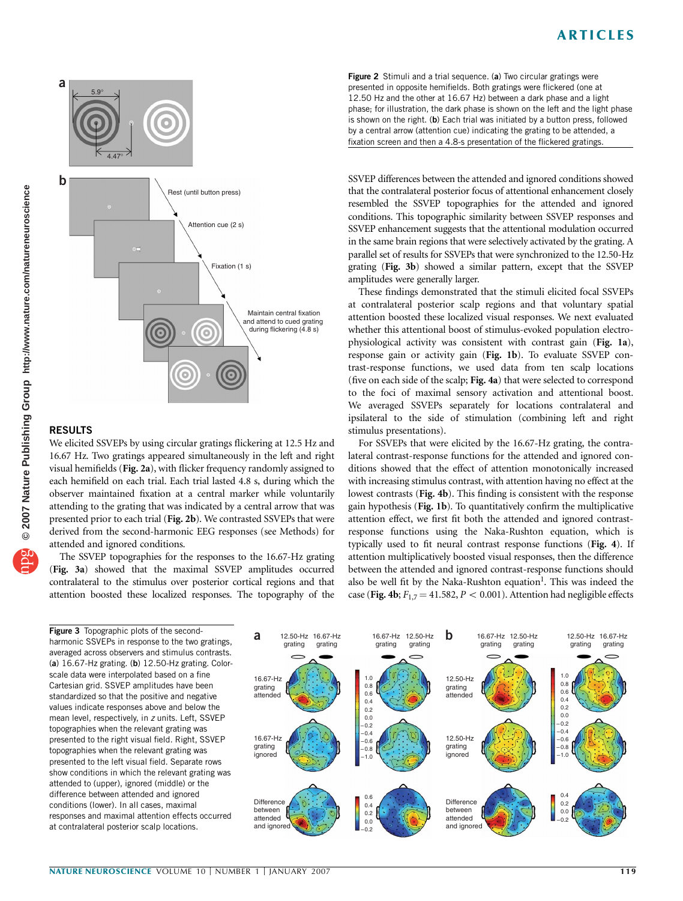Figure 2 Stimuli and a trial sequence. (**a**) Two circular gratings were presented in opposite hemifields. Both gratings were flickered (one at 12.50 Hz and the other at 16.67 Hz) between a dark phase and a light phase; for illustration, the dark phase is shown on the left and the light phase is shown on the right. (**b**) Each trial was initiated by a button press, followed by a central arrow (attention cue) indicating the grating to be attended, a fixation screen and then a 4.8-s presentation of the flickered gratings.

## RESULTS

We elicited SSVEPs by using circular gratings flickering at 12.5 Hz and 16.67 Hz. Two gratings appeared simultaneously in the left and right visual hemifields (**Fig. 2a**), with flicker frequency randomly assigned to each hemifield on each trial. Each trial lasted 4.8 s, during which the observer maintained fixation at a central marker while voluntarily attending to the grating that was indicated by a central arrow that was presented prior to each trial (**Fig. 2b**). We contrasted SSVEPs that were derived from the second-harmonic EEG responses (see Methods) for attended and ignored conditions.

The SSVEP topographies for the responses to the 16.67-Hz grating (**Fig. 3a**) showed that the maximal SSVEP amplitudes occurred contralateral to the stimulus over posterior cortical regions and that attention boosted these localized responses. The topography of the SSVEP differences between the attended and ignored conditions showed that the contralateral posterior focus of attentional enhancement closely resembled the SSVEP topographies for the attended and ignored conditions. This topographic similarity between SSVEP responses and SSVEP enhancement suggests that the attentional modulation occurred in the same brain regions that were selectively activated by the grating. A parallel set of results for SSVEPs that were synchronized to the 12.50-Hz grating (**Fig. 3b**) showed a similar pattern, except that the SSVEP amplitudes were generally larger.

These findings demonstrated that the stimuli elicited focal SSVEPs at contralateral posterior scalp regions and that voluntary spatial attention boosted these localized visual responses. We next evaluated whether this attentional boost of stimulus-evoked population electrophysiological activity was consistent with contrast gain (**Fig. 1a**), response gain or activity gain (**Fig. 1b**). To evaluate SSVEP contrast-response functions, we used data from ten scalp locations (five on each side of the scalp; **Fig. 4a**) that were selected to correspond to the foci of maximal sensory activation and attentional boost. We averaged SSVEPs separately for locations contralateral and ipsilateral to the side of stimulation (combining left and right stimulus presentations).

For SSVEPs that were elicited by the 16.67-Hz grating, the contralateral contrast-response functions for the attended and ignored conditions showed that the effect of attention monotonically increased with increasing stimulus contrast, with attention having no effect at the lowest contrasts (**Fig. 4b**). This finding is consistent with the response gain hypothesis (**Fig. 1b**). To quantitatively confirm the multiplicative attention effect, we first fit both the attended and ignored contrast-response functions using the Naka-Rushton equation, which is typically used to fit neural contrast response functions (**Fig. 4**). If attention multiplicatively boosted visual responses, then the difference between the attended and ignored contrast-response functions should also be well fit by the Naka-Rushton equation[1]. This was indeed the case (**Fig. 4b**; $F_{1,7} = 41.582$, $P < 0.001$). Attention had negligible effects

Figure 3 Topographic plots of the second-harmonic SSVEPs in response to the two gratings, averaged across observers and stimulus contrasts. (**a**) 16.67-Hz grating. (**b**) 12.50-Hz grating. Color-scale data were interpolated based on a fine Cartesian grid. SSVEP amplitudes have been standardized so that the positive and negative values indicate responses above and below the mean level, respectively, in z units. Left, SSVEP topographies when the relevant grating was presented to the right visual field. Right, SSVEP topographies when the relevant grating was presented to the left visual field. Separate rows show conditions in which the relevant grating was attended to (upper), ignored (middle) or the difference between attended and ignored conditions (lower). In all cases, maximal responses and maximal attention effects occurred at contralateral posterior scalp locations.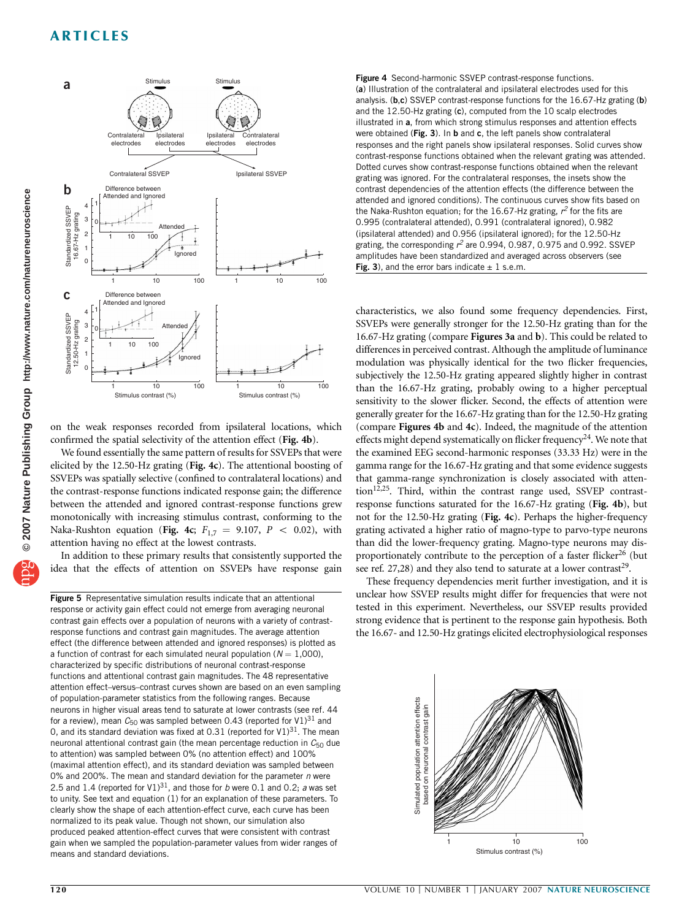Figure 4 Second-harmonic SSVEP contrast-response functions. (**a**) Illustration of the contralateral and ipsilateral electrodes used for this analysis. (**b**,**c**) SSVEP contrast-response functions for the 16.67-Hz grating (**b**) and the 12.50-Hz grating (**c**), computed from the 10 scalp electrodes illustrated in **a**, from which strong stimulus responses and attention effects were obtained (**Fig. 3**). In **b** and **c**, the left panels show contralateral responses and the right panels show ipsilateral responses. Solid curves show contrast-response functions obtained when the relevant grating was attended. Dotted curves show contrast-response functions obtained when the relevant grating was ignored. For the contralateral responses, the insets show the contrast dependencies of the attention effects (the difference between the attended and ignored conditions). The continuous curves show fits based on the Naka-Rushton equation; for the 16.67-Hz grating, $r^2$ for the fits are 0.995 (contralateral attended), 0.991 (contralateral ignored), 0.982 (ipsilateral attended) and 0.956 (ipsilateral ignored); for the 12.50-Hz grating, the corresponding $r^2$ are 0.994, 0.987, 0.975 and 0.992. SSVEP amplitudes have been standardized and averaged across observers (see **Fig. 3**), and the error bars indicate ± 1 s.e.m.

on the weak responses recorded from ipsilateral locations, which confirmed the spatial selectivity of the attention effect (**Fig. 4b**).

We found essentially the same pattern of results for SSVEPs that were elicited by the 12.50-Hz grating (**Fig. 4c**). The attentional boosting of SSVEPs was spatially selective (confined to contralateral locations) and the contrast-response functions indicated response gain; the difference between the attended and ignored contrast-response functions grew monotonically with increasing stimulus contrast, conforming to the Naka-Rushton equation (**Fig. 4c**; $F_{1,7} = 9.107$, $P < 0.02$), with attention having no effect at the lowest contrasts.

In addition to these primary results that consistently supported the idea that the effects of attention on SSVEPs have response gain characteristics, we also found some frequency dependencies. First, SSVEPs were generally stronger for the 12.50-Hz grating than for the 16.67-Hz grating (compare **Figures 3a** and **b**). This could be related to differences in perceived contrast. Although the amplitude of luminance modulation was physically identical for the two flicker frequencies, subjectively the 12.50-Hz grating appeared slightly higher in contrast than the 16.67-Hz grating, probably owing to a higher perceptual sensitivity to the slower flicker. Second, the effects of attention were generally greater for the 16.67-Hz grating than for the 12.50-Hz grating (compare **Figures 4b** and **4c**). Indeed, the magnitude of the attention effects might depend systematically on flicker frequency[24]. We note that the examined EEG second-harmonic responses (33.33 Hz) were in the gamma range for the 16.67-Hz grating and that some evidence suggests that gamma-range synchronization is closely associated with attention[12,25]. Third, within the contrast range used, SSVEP contrast-response functions saturated for the 16.67-Hz grating (**Fig. 4b**), but not for the 12.50-Hz grating (**Fig. 4c**). Perhaps the higher-frequency grating activated a higher ratio of magno-type to parvo-type neurons than did the lower-frequency grating. Magno-type neurons may disproportionately contribute to the perception of a faster flicker[26] (but see ref. 27,28) and they also tend to saturate at a lower contrast[29].

These frequency dependencies merit further investigation, and it is unclear how SSVEP results might differ for frequencies that were not tested in this experiment. Nevertheless, our SSVEP results provided strong evidence that is pertinent to the response gain hypothesis. Both the 16.67- and 12.50-Hz gratings elicited electrophysiological responses

Figure 5 Representative simulation results indicate that an attentional response or activity gain effect could not emerge from averaging neuronal contrast gain effects over a population of neurons with a variety of contrast-response functions and contrast gain magnitudes. The average attention effect (the difference between attended and ignored responses) is plotted as a function of contrast for each simulated neural population ($N = 1{,}000$), characterized by specific distributions of neuronal contrast-response functions and attentional contrast gain magnitudes. The 48 representative attention effect–versus–contrast curves shown are based on an even sampling of population-parameter statistics from the following ranges. Because neurons in higher visual areas tend to saturate at lower contrasts (see ref. 44 for a review), mean $C_{50}$ was sampled between 0.43 (reported for V1)[31] and 0, and its standard deviation was fixed at 0.31 (reported for V1)[31]. The mean neuronal attentional contrast gain (the mean percentage reduction in $C_{50}$ due to attention) was sampled between 0% (no attention effect) and 100% (maximal attention effect), and its standard deviation was sampled between 0% and 200%. The mean and standard deviation for the parameter $n$ were 2.5 and 1.4 (reported for V1)[31], and those for $b$ were 0.1 and 0.2; $a$ was set to unity. See text and equation (1) for an explanation of these parameters. To clearly show the shape of each attention-effect curve, each curve has been normalized to its peak value. Though not shown, our simulation also produced peaked attention-effect curves that were consistent with contrast gain when we sampled the population-parameter values from wider ranges of means and standard deviations.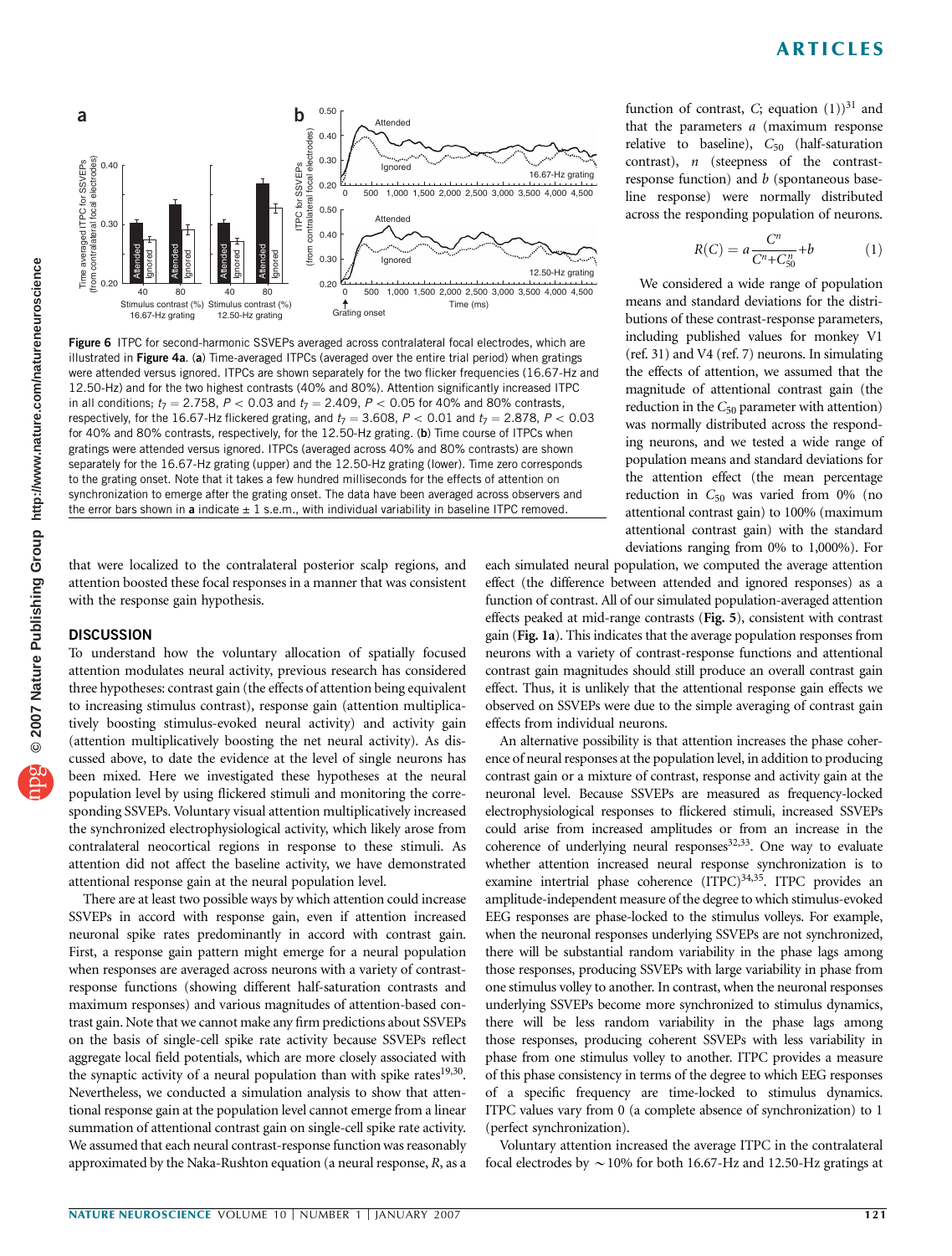Figure 6 ITPC for second-harmonic SSVEPs averaged across contralateral focal electrodes, which are illustrated in **Figure 4a**. (**a**) Time-averaged ITPCs (averaged over the entire trial period) when gratings were attended versus ignored. ITPCs are shown separately for the two flicker frequencies (16.67-Hz and 12.50-Hz) and for the two highest contrasts (40% and 80%). Attention significantly increased ITPC in all conditions; $t_7 = 2.758$, $P < 0.03$ and $t_7 = 2.409$, $P < 0.05$ for 40% and 80% contrasts, respectively, for the 16.67-Hz flickered grating, and $t_7 = 3.608$, $P < 0.01$ and $t_7 = 2.878$, $P < 0.03$ for 40% and 80% contrasts, respectively, for the 12.50-Hz grating. (**b**) Time course of ITPCs when gratings were attended versus ignored. ITPCs (averaged across 40% and 80% contrasts) are shown separately for the 16.67-Hz grating (upper) and the 12.50-Hz grating (lower). Time zero corresponds to the grating onset. Note that it takes a few hundred milliseconds for the effects of attention on synchronization to emerge after the grating onset. The data have been averaged across observers and the error bars shown in **a** indicate ± 1 s.e.m., with individual variability in baseline ITPC removed.

that were localized to the contralateral posterior scalp regions, and attention boosted these focal responses in a manner that was consistent with the response gain hypothesis.

## DISCUSSION

To understand how the voluntary allocation of spatially focused attention modulates neural activity, previous research has considered three hypotheses: contrast gain (the effects of attention being equivalent to increasing stimulus contrast), response gain (attention multiplicatively boosting stimulus-evoked neural activity) and activity gain (attention multiplicatively boosting the net neural activity). As discussed above, to date the evidence at the level of single neurons has been mixed. Here we investigated these hypotheses at the neural population level by using flickered stimuli and monitoring the corresponding SSVEPs. Voluntary visual attention multiplicatively increased the synchronized electrophysiological activity, which likely arose from contralateral neocortical regions in response to these stimuli. As attention did not affect the baseline activity, we have demonstrated attentional response gain at the neural population level.

There are at least two possible ways by which attention could increase SSVEPs in accord with response gain, even if attention increased neuronal spike rates predominantly in accord with contrast gain. First, a response gain pattern might emerge for a neural population when responses are averaged across neurons with a variety of contrast-response functions (showing different half-saturation contrasts and maximum responses) and various magnitudes of attention-based contrast gain. Note that we cannot make any firm predictions about SSVEPs on the basis of single-cell spike rate activity because SSVEPs reflect aggregate local field potentials, which are more closely associated with the synaptic activity of a neural population than with spike rates[19,30]. Nevertheless, we conducted a simulation analysis to show that attentional response gain at the population level cannot emerge from a linear summation of attentional contrast gain on single-cell spike rate activity. We assumed that each neural contrast-response function was reasonably approximated by the Naka-Rushton equation (a neural response, $R$, as a function of contrast, $C$; equation (1))[31] and that the parameters $a$ (maximum response relative to baseline), $C_{50}$ (half-saturation contrast), $n$ (steepness of the contrast-response function) and $b$ (spontaneous baseline response) were normally distributed across the responding population of neurons.

$$R(C) = a\frac{C^n}{C^n + C_{50}^n} + b \qquad (1)$$

We considered a wide range of population means and standard deviations for the distributions of these contrast-response parameters, including published values for monkey V1 (ref. 31) and V4 (ref. 7) neurons. In simulating the effects of attention, we assumed that the magnitude of attentional contrast gain (the reduction in the $C_{50}$ parameter with attention) was normally distributed across the responding neurons, and we tested a wide range of population means and standard deviations for the attention effect (the mean percentage reduction in $C_{50}$ was varied from 0% (no attentional contrast gain) to 100% (maximum attentional contrast gain) with the standard deviations ranging from 0% to 1,000%). For each simulated neural population, we computed the average attention effect (the difference between attended and ignored responses) as a function of contrast. All of our simulated population-averaged attention effects peaked at mid-range contrasts (**Fig. 5**), consistent with contrast gain (**Fig. 1a**). This indicates that the average population responses from neurons with a variety of contrast-response functions and attentional contrast gain magnitudes should still produce an overall contrast gain effect. Thus, it is unlikely that the attentional response gain effects we observed on SSVEPs were due to the simple averaging of contrast gain effects from individual neurons.

An alternative possibility is that attention increases the phase coherence of neural responses at the population level, in addition to producing contrast gain or a mixture of contrast, response and activity gain at the neuronal level. Because SSVEPs are measured as frequency-locked electrophysiological responses to flickered stimuli, increased SSVEPs could arise from increased amplitudes or from an increase in the coherence of underlying neural responses[32,33]. One way to evaluate whether attention increased neural response synchronization is to examine intertrial phase coherence (ITPC)[34,35]. ITPC provides an amplitude-independent measure of the degree to which stimulus-evoked EEG responses are phase-locked to the stimulus volleys. For example, when the neuronal responses underlying SSVEPs are not synchronized, there will be substantial random variability in the phase lags among those responses, producing SSVEPs with large variability in phase from one stimulus volley to another. In contrast, when the neuronal responses underlying SSVEPs become more synchronized to stimulus dynamics, there will be less random variability in the phase lags among those responses, producing coherent SSVEPs with less variability in phase from one stimulus volley to another. ITPC provides a measure of this phase consistency in terms of the degree to which EEG responses of a specific frequency are time-locked to stimulus dynamics. ITPC values vary from 0 (a complete absence of synchronization) to 1 (perfect synchronization).

Voluntary attention increased the average ITPC in the contralateral focal electrodes by ~10% for both 16.67-Hz and 12.50-Hz gratings at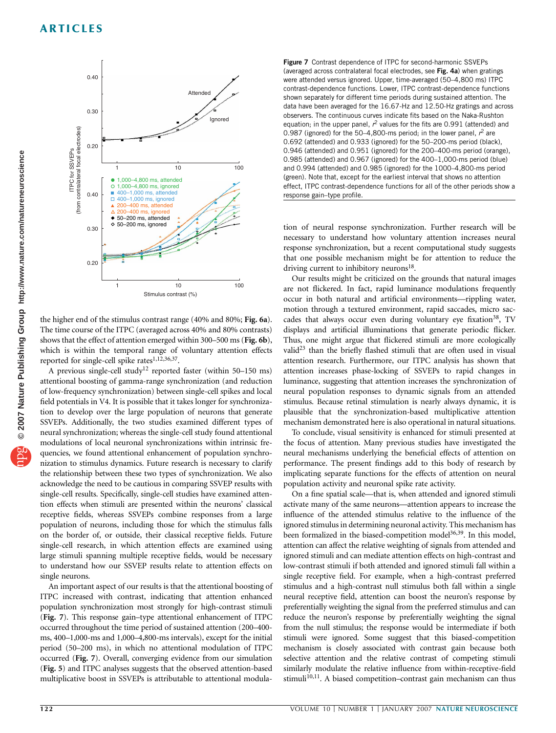Figure 7 Contrast dependence of ITPC for second-harmonic SSVEPs (averaged across contralateral focal electrodes, see **Fig. 4a**) when gratings were attended versus ignored. Upper, time-averaged (50–4,800 ms) ITPC contrast-dependence functions. Lower, ITPC contrast-dependence functions shown separately for different time periods during sustained attention. The data have been averaged for the 16.67-Hz and 12.50-Hz gratings and across observers. The continuous curves indicate fits based on the Naka-Rushton equation; in the upper panel, $r^2$ values for the fits are 0.991 (attended) and 0.987 (ignored) for the 50–4,800-ms period; in the lower panel, $r^2$ are 0.692 (attended) and 0.933 (ignored) for the 50–200-ms period (black), 0.946 (attended) and 0.951 (ignored) for the 200–400-ms period (orange), 0.985 (attended) and 0.967 (ignored) for the 400–1,000-ms period (blue) and 0.994 (attended) and 0.985 (ignored) for the 1000–4,800-ms period (green). Note that, except for the earliest interval that shows no attention effect, ITPC contrast-dependence functions for all of the other periods show a response gain–type profile.

the higher end of the stimulus contrast range (40% and 80%; **Fig. 6a**). The time course of the ITPC (averaged across 40% and 80% contrasts) shows that the effect of attention emerged within 300–500 ms (**Fig. 6b**), which is within the temporal range of voluntary attention effects reported for single-cell spike rates[1,12,36,37].

A previous single-cell study[12] reported faster (within 50–150 ms) attentional boosting of gamma-range synchronization (and reduction of low-frequency synchronization) between single-cell spikes and local field potentials in V4. It is possible that it takes longer for synchronization to develop over the large population of neurons that generate SSVEPs. Additionally, the two studies examined different types of neural synchronization; whereas the single-cell study found attentional modulations of local neuronal synchronizations within intrinsic frequencies, we found attentional enhancement of population synchronization to stimulus dynamics. Future research is necessary to clarify the relationship between these two types of synchronization. We also acknowledge the need to be cautious in comparing SSVEP results with single-cell results. Specifically, single-cell studies have examined attention effects when stimuli are presented within the neurons' classical receptive fields, whereas SSVEPs combine responses from a large population of neurons, including those for which the stimulus falls on the border of, or outside, their classical receptive fields. Future single-cell research, in which attention effects are examined using large stimuli spanning multiple receptive fields, would be necessary to understand how our SSVEP results relate to attention effects on single neurons.

An important aspect of our results is that the attentional boosting of ITPC increased with contrast, indicating that attention enhanced population synchronization most strongly for high-contrast stimuli (**Fig. 7**). This response gain–type attentional enhancement of ITPC occurred throughout the time period of sustained attention (200–400-ms, 400–1,000-ms and 1,000–4,800-ms intervals), except for the initial period (50–200 ms), in which no attentional modulation of ITPC occurred (**Fig. 7**). Overall, converging evidence from our simulation (**Fig. 5**) and ITPC analyses suggests that the observed attention-based multiplicative boost in SSVEPs is attributable to attentional modulation of neural response synchronization. Further research will be necessary to understand how voluntary attention increases neural response synchronization, but a recent computational study suggests that one possible mechanism might be for attention to reduce the driving current to inhibitory neurons[18].

Our results might be criticized on the grounds that natural images are not flickered. In fact, rapid luminance modulations frequently occur in both natural and artificial environments—rippling water, motion through a textured environment, rapid saccades, micro saccades that always occur even during voluntary eye fixation[38], TV displays and artificial illuminations that generate periodic flicker. Thus, one might argue that flickered stimuli are more ecologically valid[23] than the briefly flashed stimuli that are often used in visual attention research. Furthermore, our ITPC analysis has shown that attention increases phase-locking of SSVEPs to rapid changes in luminance, suggesting that attention increases the synchronization of neural population responses to dynamic signals from an attended stimulus. Because retinal stimulation is nearly always dynamic, it is plausible that the synchronization-based multiplicative attention mechanism demonstrated here is also operational in natural situations.

To conclude, visual sensitivity is enhanced for stimuli presented at the focus of attention. Many previous studies have investigated the neural mechanisms underlying the beneficial effects of attention on performance. The present findings add to this body of research by implicating separate functions for the effects of attention on neural population activity and neuronal spike rate activity.

On a fine spatial scale—that is, when attended and ignored stimuli activate many of the same neurons—attention appears to increase the influence of the attended stimulus relative to the influence of the ignored stimulus in determining neuronal activity. This mechanism has been formalized in the biased-competition model[36,39]. In this model, attention can affect the relative weighting of signals from attended and ignored stimuli and can mediate attention effects on high-contrast and low-contrast stimuli if both attended and ignored stimuli fall within a single receptive field. For example, when a high-contrast preferred stimulus and a high-contrast null stimulus both fall within a single neural receptive field, attention can boost the neuron's response by preferentially weighting the signal from the preferred stimulus and can reduce the neuron's response by preferentially weighting the signal from the null stimulus; the response would be intermediate if both stimuli were ignored. Some suggest that this biased-competition mechanism is closely associated with contrast gain because both selective attention and the relative contrast of competing stimuli similarly modulate the relative influence from within-receptive-field stimuli[10,11]. A biased competition–contrast gain mechanism can thus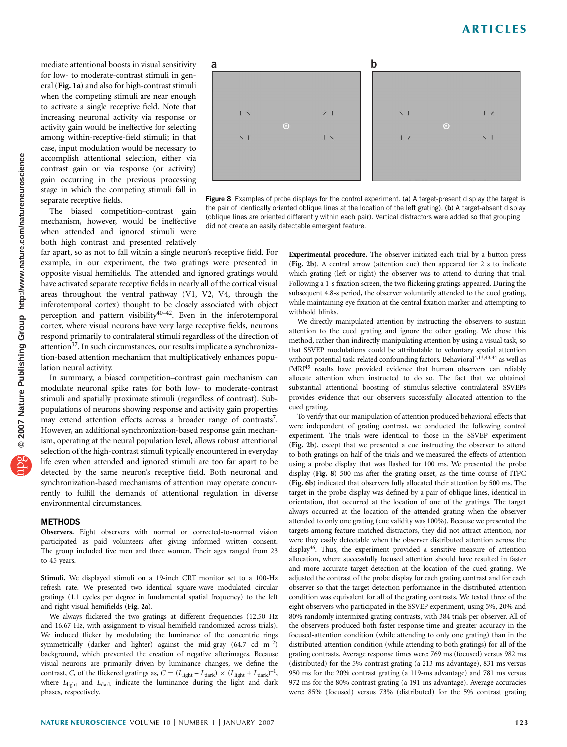mediate attentional boosts in visual sensitivity for low- to moderate-contrast stimuli in general (**Fig. 1a**) and also for high-contrast stimuli when the competing stimuli are near enough to activate a single receptive field. Note that increasing neuronal activity via response or activity gain would be ineffective for selecting among within-receptive-field stimuli; in that case, input modulation would be necessary to accomplish attentional selection, either via contrast gain or via response (or activity) gain occurring in the previous processing stage in which the competing stimuli fall in separate receptive fields.

The biased competition–contrast gain mechanism, however, would be ineffective when attended and ignored stimuli were both high contrast and presented relatively far apart, so as not to fall within a single neuron's receptive field. For example, in our experiment, the two gratings were presented in opposite visual hemifields. The attended and ignored gratings would have activated separate receptive fields in nearly all of the cortical visual areas throughout the ventral pathway (V1, V2, V4, through the inferotemporal cortex) thought to be closely associated with object perception and pattern visibility[40–42]. Even in the inferotemporal cortex, where visual neurons have very large receptive fields, neurons respond primarily to contralateral stimuli regardless of the direction of attention[37]. In such circumstances, our results implicate a synchronization-based attention mechanism that multiplicatively enhances population neural activity.

In summary, a biased competition–contrast gain mechanism can modulate neuronal spike rates for both low- to moderate-contrast stimuli and spatially proximate stimuli (regardless of contrast). Subpopulations of neurons showing response and activity gain properties may extend attention effects across a broader range of contrasts[7]. However, an additional synchronization-based response gain mechanism, operating at the neural population level, allows robust attentional selection of the high-contrast stimuli typically encountered in everyday life even when attended and ignored stimuli are too far apart to be detected by the same neuron's receptive field. Both neuronal and synchronization-based mechanisms of attention may operate concurrently to fulfill the demands of attentional regulation in diverse environmental circumstances.

**Figure 8** Examples of probe displays for the control experiment. (**a**) A target-present display (the target is the pair of identically oriented oblique lines at the location of the left grating). (**b**) A target-absent display (oblique lines are oriented differently within each pair). Vertical distractors were added so that grouping did not create an easily detectable emergent feature.

## METHODS

**Observers.** Eight observers with normal or corrected-to-normal vision participated as paid volunteers after giving informed written consent. The group included five men and three women. Their ages ranged from 23 to 45 years.

**Stimuli.** We displayed stimuli on a 19-inch CRT monitor set to a 100-Hz refresh rate. We presented two identical square-wave modulated circular gratings (1.1 cycles per degree in fundamental spatial frequency) to the left and right visual hemifields (**Fig. 2a**).

We always flickered the two gratings at different frequencies (12.50 Hz and 16.67 Hz, with assignment to visual hemifield randomized across trials). We induced flicker by modulating the luminance of the concentric rings symmetrically (darker and lighter) against the mid-gray (64.7 cd $m^{-2}$) background, which prevented the creation of negative afterimages. Because visual neurons are primarily driven by luminance changes, we define the contrast, $C$, of the flickered gratings as, $C = (L_{light} - L_{dark}) \times (L_{light} + L_{dark})^{-1}$, where $L_{light}$ and $L_{dark}$ indicate the luminance during the light and dark phases, respectively.

**Experimental procedure.** The observer initiated each trial by a button press (**Fig. 2b**). A central arrow (attention cue) then appeared for 2 s to indicate which grating (left or right) the observer was to attend to during that trial. Following a 1-s fixation screen, the two flickering gratings appeared. During the subsequent 4.8-s period, the observer voluntarily attended to the cued grating, while maintaining eye fixation at the central fixation marker and attempting to withhold blinks.

We directly manipulated attention by instructing the observers to sustain attention to the cued grating and ignore the other grating. We chose this method, rather than indirectly manipulating attention by using a visual task, so that SSVEP modulations could be attributable to voluntary spatial attention without potential task-related confounding factors. Behavioral[4,13,43,44] as well as fMRI[45] results have provided evidence that human observers can reliably allocate attention when instructed to do so. The fact that we obtained substantial attentional boosting of stimulus-selective contralateral SSVEPs provides evidence that our observers successfully allocated attention to the cued grating.

To verify that our manipulation of attention produced behavioral effects that were independent of grating contrast, we conducted the following control experiment. The trials were identical to those in the SSVEP experiment (**Fig. 2b**), except that we presented a cue instructing the observer to attend to both gratings on half of the trials and we measured the effects of attention using a probe display that was flashed for 100 ms. We presented the probe display (**Fig. 8**) 500 ms after the grating onset, as the time course of ITPC (**Fig. 6b**) indicated that observers fully allocated their attention by 500 ms. The target in the probe display was defined by a pair of oblique lines, identical in orientation, that occurred at the location of one of the gratings. The target always occurred at the location of the attended grating when the observer attended to only one grating (cue validity was 100%). Because we presented the targets among feature-matched distractors, they did not attract attention, nor were they easily detectable when the observer distributed attention across the display[46]. Thus, the experiment provided a sensitive measure of attention allocation, where successfully focused attention should have resulted in faster and more accurate target detection at the location of the cued grating. We adjusted the contrast of the probe display for each grating contrast and for each observer so that the target-detection performance in the distributed-attention condition was equivalent for all of the grating contrasts. We tested three of the eight observers who participated in the SSVEP experiment, using 5%, 20% and 80% randomly intermixed grating contrasts, with 384 trials per observer. All of the observers produced both faster response time and greater accuracy in the focused-attention condition (while attending to only one grating) than in the distributed-attention condition (while attending to both gratings) for all of the grating contrasts. Average response times were: 769 ms (focused) versus 982 ms (distributed) for the 5% contrast grating (a 213-ms advantage), 831 ms versus 950 ms for the 20% contrast grating (a 119-ms advantage) and 781 ms versus 972 ms for the 80% contrast grating (a 191-ms advantage). Average accuracies were: 85% (focused) versus 73% (distributed) for the 5% contrast grating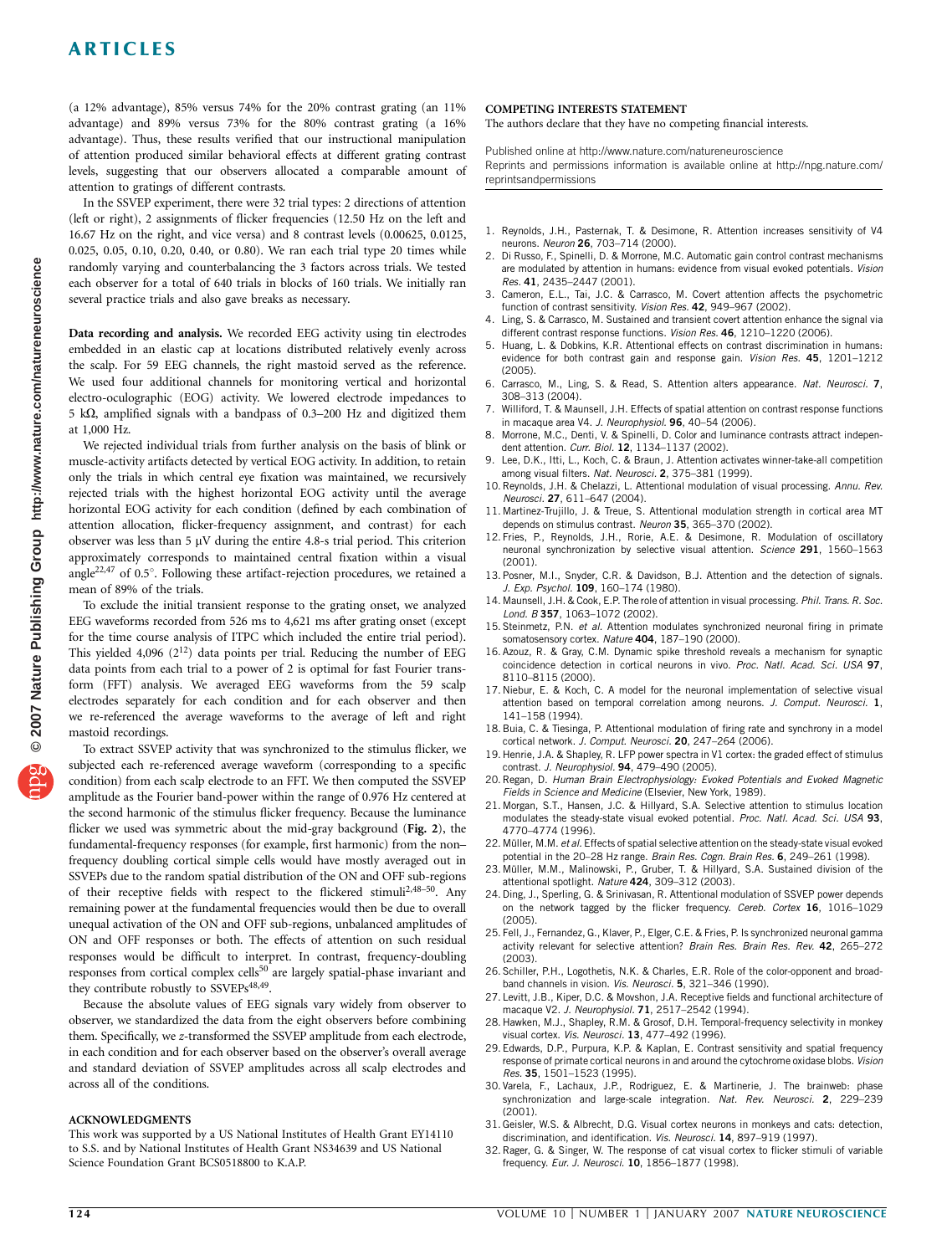(a 12% advantage), 85% versus 74% for the 20% contrast grating (an 11% advantage) and 89% versus 73% for the 80% contrast grating (a 16% advantage). Thus, these results verified that our instructional manipulation of attention produced similar behavioral effects at different grating contrast levels, suggesting that our observers allocated a comparable amount of attention to gratings of different contrasts.

In the SSVEP experiment, there were 32 trial types: 2 directions of attention (left or right), 2 assignments of flicker frequencies (12.50 Hz on the left and 16.67 Hz on the right, and vice versa) and 8 contrast levels (0.00625, 0.0125, 0.025, 0.05, 0.10, 0.20, 0.40, or 0.80). We ran each trial type 20 times while randomly varying and counterbalancing the 3 factors across trials. We tested each observer for a total of 640 trials in blocks of 160 trials. We initially ran several practice trials and also gave breaks as necessary.

**Data recording and analysis.** We recorded EEG activity using tin electrodes embedded in an elastic cap at locations distributed relatively evenly across the scalp. For 59 EEG channels, the right mastoid served as the reference. We used four additional channels for monitoring vertical and horizontal electro-oculographic (EOG) activity. We lowered electrode impedances to 5 kΩ, amplified signals with a bandpass of 0.3–200 Hz and digitized them at 1,000 Hz.

We rejected individual trials from further analysis on the basis of blink or muscle-activity artifacts detected by vertical EOG activity. In addition, to retain only the trials in which central eye fixation was maintained, we recursively rejected trials with the highest horizontal EOG activity until the average horizontal EOG activity for each condition (defined by each combination of attention allocation, flicker-frequency assignment, and contrast) for each observer was less than 5 μV during the entire 4.8-s trial period. This criterion approximately corresponds to maintained central fixation within a visual angle[22,47] of 0.5°. Following these artifact-rejection procedures, we retained a mean of 89% of the trials.

To exclude the initial transient response to the grating onset, we analyzed EEG waveforms recorded from 526 ms to 4,621 ms after grating onset (except for the time course analysis of ITPC which included the entire trial period). This yielded 4,096 ($2^{12}$) data points per trial. Reducing the number of EEG data points from each trial to a power of 2 is optimal for fast Fourier transform (FFT) analysis. We averaged EEG waveforms from the 59 scalp electrodes separately for each condition and for each observer and then we re-referenced the average waveforms to the average of left and right mastoid recordings.

To extract SSVEP activity that was synchronized to the stimulus flicker, we subjected each re-referenced average waveform (corresponding to a specific condition) from each scalp electrode to an FFT. We then computed the SSVEP amplitude as the Fourier band-power within the range of 0.976 Hz centered at the second harmonic of the stimulus flicker frequency. Because the luminance flicker we used was symmetric about the mid-gray background (**Fig. 2**), the fundamental-frequency responses (for example, first harmonic) from the non–frequency doubling cortical simple cells would have mostly averaged out in SSVEPs due to the random spatial distribution of the ON and OFF sub-regions of their receptive fields with respect to the flickered stimuli[2,48–50]. Any remaining power at the fundamental frequencies would then be due to overall unequal activation of the ON and OFF sub-regions, unbalanced amplitudes of ON and OFF responses or both. The effects of attention on such residual responses would be difficult to interpret. In contrast, frequency-doubling responses from cortical complex cells[50] are largely spatial-phase invariant and they contribute robustly to SSVEPs[48,49].

Because the absolute values of EEG signals vary widely from observer to observer, we standardized the data from the eight observers before combining them. Specifically, we *z*-transformed the SSVEP amplitude from each electrode, in each condition and for each observer based on the observer's overall average and standard deviation of SSVEP amplitudes across all scalp electrodes and across all of the conditions.

## ACKNOWLEDGMENTS

This work was supported by a US National Institutes of Health Grant EY14110 to S.S. and by National Institutes of Health Grant NS34639 and US National Science Foundation Grant BCS0518800 to K.A.P.

## COMPETING INTERESTS STATEMENT

The authors declare that they have no competing financial interests.

Published online at http://www.nature.com/natureneuroscience
Reprints and permissions information is available online at http://npg.nature.com/reprintsandpermissions

1. Reynolds, J.H., Pasternak, T. & Desimone, R. Attention increases sensitivity of V4 neurons. *Neuron* **26**, 703–714 (2000).
2. Di Russo, F., Spinelli, D. & Morrone, M.C. Automatic gain control contrast mechanisms are modulated by attention in humans: evidence from visual evoked potentials. *Vision Res.* **41**, 2435–2447 (2001).
3. Cameron, E.L., Tai, J.C. & Carrasco, M. Covert attention affects the psychometric function of contrast sensitivity. *Vision Res.* **42**, 949–967 (2002).
4. Ling, S. & Carrasco, M. Sustained and transient covert attention enhance the signal via different contrast response functions. *Vision Res.* **46**, 1210–1220 (2006).
5. Huang, L. & Dobkins, K.R. Attentional effects on contrast discrimination in humans: evidence for both contrast gain and response gain. *Vision Res.* **45**, 1201–1212 (2005).
6. Carrasco, M., Ling, S. & Read, S. Attention alters appearance. *Nat. Neurosci.* **7**, 308–313 (2004).
7. Williford, T. & Maunsell, J.H. Effects of spatial attention on contrast response functions in macaque area V4. *J. Neurophysiol.* **96**, 40–54 (2006).
8. Morrone, M.C., Denti, V. & Spinelli, D. Color and luminance contrasts attract independent attention. *Curr. Biol.* **12**, 1134–1137 (2002).
9. Lee, D.K., Itti, L., Koch, C. & Braun, J. Attention activates winner-take-all competition among visual filters. *Nat. Neurosci.* **2**, 375–381 (1999).
10. Reynolds, J.H. & Chelazzi, L. Attentional modulation of visual processing. *Annu. Rev. Neurosci.* **27**, 611–647 (2004).
11. Martinez-Trujillo, J. & Treue, S. Attentional modulation strength in cortical area MT depends on stimulus contrast. *Neuron* **35**, 365–370 (2002).
12. Fries, P., Reynolds, J.H., Rorie, A.E. & Desimone, R. Modulation of oscillatory neuronal synchronization by selective visual attention. *Science* **291**, 1560–1563 (2001).
13. Posner, M.I., Snyder, C.R. & Davidson, B.J. Attention and the detection of signals. *J. Exp. Psychol.* **109**, 160–174 (1980).
14. Maunsell, J.H. & Cook, E.P. The role of attention in visual processing. *Phil. Trans. R. Soc. Lond. B* **357**, 1063–1072 (2002).
15. Steinmetz, P.N. *et al.* Attention modulates synchronized neuronal firing in primate somatosensory cortex. *Nature* **404**, 187–190 (2000).
16. Azouz, R. & Gray, C.M. Dynamic spike threshold reveals a mechanism for synaptic coincidence detection in cortical neurons in vivo. *Proc. Natl. Acad. Sci. USA* **97**, 8110–8115 (2000).
17. Niebur, E. & Koch, C. A model for the neuronal implementation of selective visual attention based on temporal correlation among neurons. *J. Comput. Neurosci.* **1**, 141–158 (1994).
18. Buia, C. & Tiesinga, P. Attentional modulation of firing rate and synchrony in a model cortical network. *J. Comput. Neurosci.* **20**, 247–264 (2006).
19. Henrie, J.A. & Shapley, R. LFP power spectra in V1 cortex: the graded effect of stimulus contrast. *J. Neurophysiol.* **94**, 479–490 (2005).
20. Regan, D. *Human Brain Electrophysiology: Evoked Potentials and Evoked Magnetic Fields in Science and Medicine* (Elsevier, New York, 1989).
21. Morgan, S.T., Hansen, J.C. & Hillyard, S.A. Selective attention to stimulus location modulates the steady-state visual evoked potential. *Proc. Natl. Acad. Sci. USA* **93**, 4770–4774 (1996).
22. Müller, M.M. *et al.* Effects of spatial selective attention on the steady-state visual evoked potential in the 20–28 Hz range. *Brain Res. Cogn. Brain Res.* **6**, 249–261 (1998).
23. Müller, M.M., Malinowski, P., Gruber, T. & Hillyard, S.A. Sustained division of the attentional spotlight. *Nature* **424**, 309–312 (2003).
24. Ding, J., Sperling, G. & Srinivasan, R. Attentional modulation of SSVEP power depends on the network tagged by the flicker frequency. *Cereb. Cortex* **16**, 1016–1029 (2005).
25. Fell, J., Fernandez, G., Klaver, P., Elger, C.E. & Fries, P. Is synchronized neuronal gamma activity relevant for selective attention? *Brain Res. Brain Res. Rev.* **42**, 265–272 (2003).
26. Schiller, P.H., Logothetis, N.K. & Charles, E.R. Role of the color-opponent and broad-band channels in vision. *Vis. Neurosci.* **5**, 321–346 (1990).
27. Levitt, J.B., Kiper, D.C. & Movshon, J.A. Receptive fields and functional architecture of macaque V2. *J. Neurophysiol.* **71**, 2517–2542 (1994).
28. Hawken, M.J., Shapley, R.M. & Grosof, D.H. Temporal-frequency selectivity in monkey visual cortex. *Vis. Neurosci.* **13**, 477–492 (1996).
29. Edwards, D.P., Purpura, K.P. & Kaplan, E. Contrast sensitivity and spatial frequency response of primate cortical neurons in and around the cytochrome oxidase blobs. *Vision Res.* **35**, 1501–1523 (1995).
30. Varela, F., Lachaux, J.P., Rodriguez, E. & Martinerie, J. The brainweb: phase synchronization and large-scale integration. *Nat. Rev. Neurosci.* **2**, 229–239 (2001).
31. Geisler, W.S. & Albrecht, D.G. Visual cortex neurons in monkeys and cats: detection, discrimination, and identification. *Vis. Neurosci.* **14**, 897–919 (1997).
32. Rager, G. & Singer, W. The response of cat visual cortex to flicker stimuli of variable frequency. *Eur. J. Neurosci.* **10**, 1856–1877 (1998).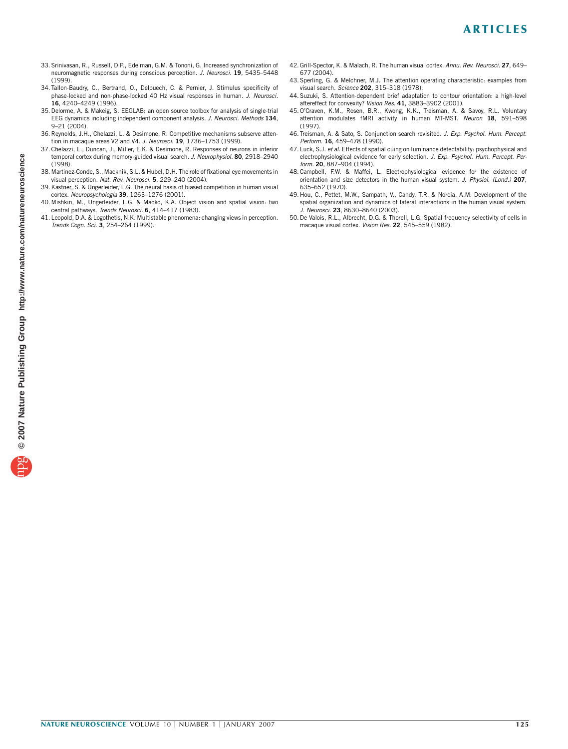33. Srinivasan, R., Russell, D.P., Edelman, G.M. & Tononi, G. Increased synchronization of neuromagnetic responses during conscious perception. *J. Neurosci.* **19**, 5435–5448 (1999).
34. Tallon-Baudry, C., Bertrand, O., Delpuech, C. & Pernier, J. Stimulus specificity of phase-locked and non-phase-locked 40 Hz visual responses in human. *J. Neurosci.* **16**, 4240–4249 (1996).
35. Delorme, A. & Makeig, S. EEGLAB: an open source toolbox for analysis of single-trial EEG dynamics including independent component analysis. *J. Neurosci. Methods* **134**, 9–21 (2004).
36. Reynolds, J.H., Chelazzi, L. & Desimone, R. Competitive mechanisms subserve attention in macaque areas V2 and V4. *J. Neurosci.* **19**, 1736–1753 (1999).
37. Chelazzi, L., Duncan, J., Miller, E.K. & Desimone, R. Responses of neurons in inferior temporal cortex during memory-guided visual search. *J. Neurophysiol.* **80**, 2918–2940 (1998).
38. Martinez-Conde, S., Macknik, S.L. & Hubel, D.H. The role of fixational eye movements in visual perception. *Nat. Rev. Neurosci.* **5**, 229–240 (2004).
39. Kastner, S. & Ungerleider, L.G. The neural basis of biased competition in human visual cortex. *Neuropsychologia* **39**, 1263–1276 (2001).
40. Mishkin, M., Ungerleider, L.G. & Macko, K.A. Object vision and spatial vision: two central pathways. *Trends Neurosci.* **6**, 414–417 (1983).
41. Leopold, D.A. & Logothetis, N.K. Multistable phenomena: changing views in perception. *Trends Cogn. Sci.* **3**, 254–264 (1999).
42. Grill-Spector, K. & Malach, R. The human visual cortex. *Annu. Rev. Neurosci.* **27**, 649–677 (2004).
43. Sperling, G. & Melchner, M.J. The attention operating characteristic: examples from visual search. *Science* **202**, 315–318 (1978).
44. Suzuki, S. Attention-dependent brief adaptation to contour orientation: a high-level aftereffect for convexity? *Vision Res.* **41**, 3883–3902 (2001).
45. O'Craven, K.M., Rosen, B.R., Kwong, K.K., Treisman, A. & Savoy, R.L. Voluntary attention modulates fMRI activity in human MT-MST. *Neuron* **18**, 591–598 (1997).
46. Treisman, A. & Sato, S. Conjunction search revisited. *J. Exp. Psychol. Hum. Percept. Perform.* **16**, 459–478 (1990).
47. Luck, S.J. *et al.* Effects of spatial cuing on luminance detectability: psychophysical and electrophysiological evidence for early selection. *J. Exp. Psychol. Hum. Percept. Perform.* **20**, 887–904 (1994).
48. Campbell, F.W. & Maffei, L. Electrophysiological evidence for the existence of orientation and size detectors in the human visual system. *J. Physiol. (Lond.)* **207**, 635–652 (1970).
49. Hou, C., Pettet, M.W., Sampath, V., Candy, T.R. & Norcia, A.M. Development of the spatial organization and dynamics of lateral interactions in the human visual system. *J. Neurosci.* **23**, 8630–8640 (2003).
50. De Valois, R.L., Albrecht, D.G. & Thorell, L.G. Spatial frequency selectivity of cells in macaque visual cortex. *Vision Res.* **22**, 545–559 (1982).